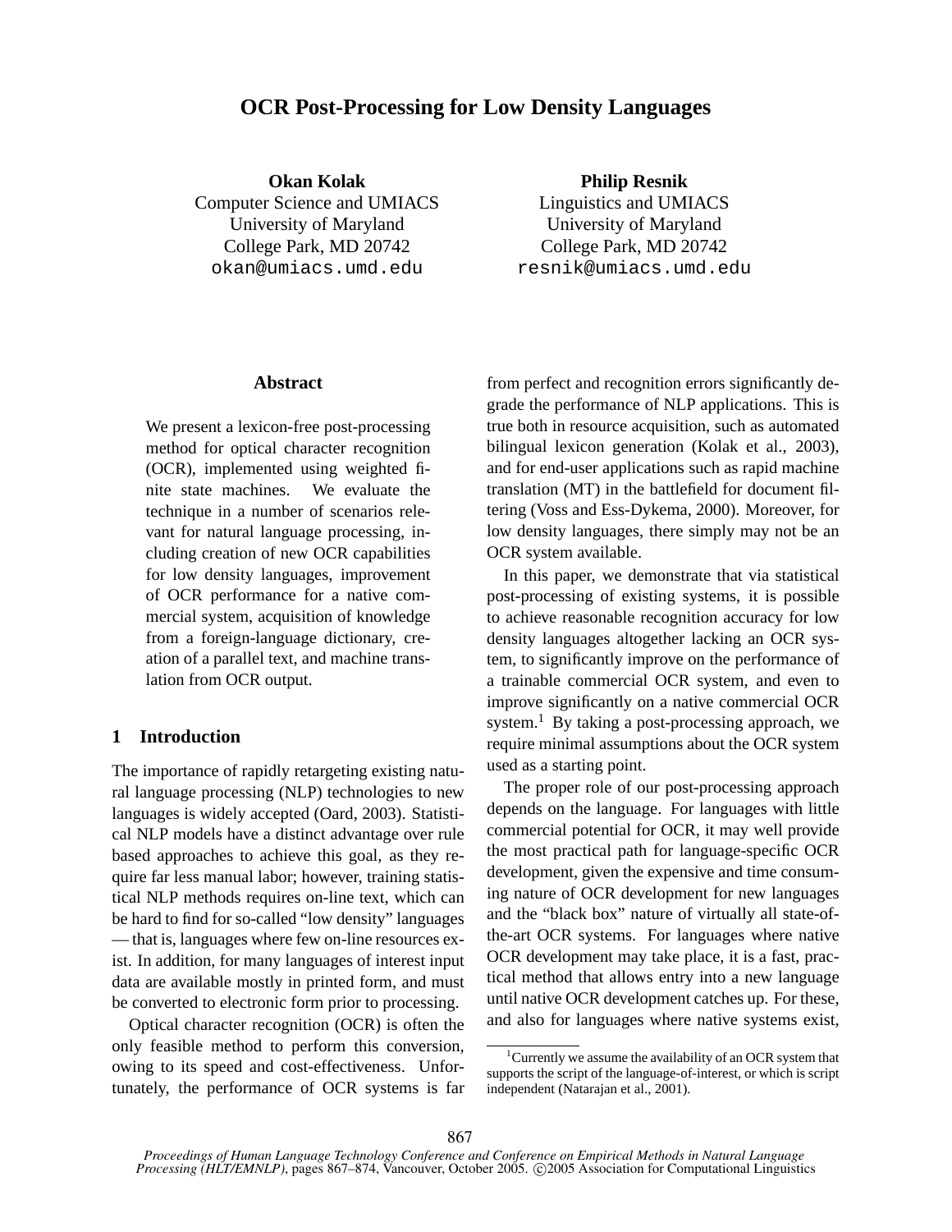# OCR Post-Processing for Low Density Languages

**Okan Kolak**
Computer Science and UMIACS
University of Maryland
College Park, MD 20742
okan@umiacs.umd.edu

**Philip Resnik**
Linguistics and UMIACS
University of Maryland
College Park, MD 20742
resnik@umiacs.umd.edu

## Abstract

We present a lexicon-free post-processing method for optical character recognition (OCR), implemented using weighted finite state machines. We evaluate the technique in a number of scenarios relevant for natural language processing, including creation of new OCR capabilities for low density languages, improvement of OCR performance for a native commercial system, acquisition of knowledge from a foreign-language dictionary, creation of a parallel text, and machine translation from OCR output.

## 1 Introduction

The importance of rapidly retargeting existing natural language processing (NLP) technologies to new languages is widely accepted (Oard, 2003). Statistical NLP models have a distinct advantage over rule based approaches to achieve this goal, as they require far less manual labor; however, training statistical NLP methods requires on-line text, which can be hard to find for so-called "low density" languages — that is, languages where few on-line resources exist. In addition, for many languages of interest input data are available mostly in printed form, and must be converted to electronic form prior to processing.

Optical character recognition (OCR) is often the only feasible method to perform this conversion, owing to its speed and cost-effectiveness. Unfortunately, the performance of OCR systems is far from perfect and recognition errors significantly degrade the performance of NLP applications. This is true both in resource acquisition, such as automated bilingual lexicon generation (Kolak et al., 2003), and for end-user applications such as rapid machine translation (MT) in the battlefield for document filtering (Voss and Ess-Dykema, 2000). Moreover, for low density languages, there simply may not be an OCR system available.

In this paper, we demonstrate that via statistical post-processing of existing systems, it is possible to achieve reasonable recognition accuracy for low density languages altogether lacking an OCR system, to significantly improve on the performance of a trainable commercial OCR system, and even to improve significantly on a native commercial OCR system.[1] By taking a post-processing approach, we require minimal assumptions about the OCR system used as a starting point.

The proper role of our post-processing approach depends on the language. For languages with little commercial potential for OCR, it may well provide the most practical path for language-specific OCR development, given the expensive and time consuming nature of OCR development for new languages and the "black box" nature of virtually all state-of-the-art OCR systems. For languages where native OCR development may take place, it is a fast, practical method that allows entry into a new language until native OCR development catches up. For these, and also for languages where native systems exist,

[1] Currently we assume the availability of an OCR system that supports the script of the language-of-interest, or which is script independent (Natarajan et al., 2001).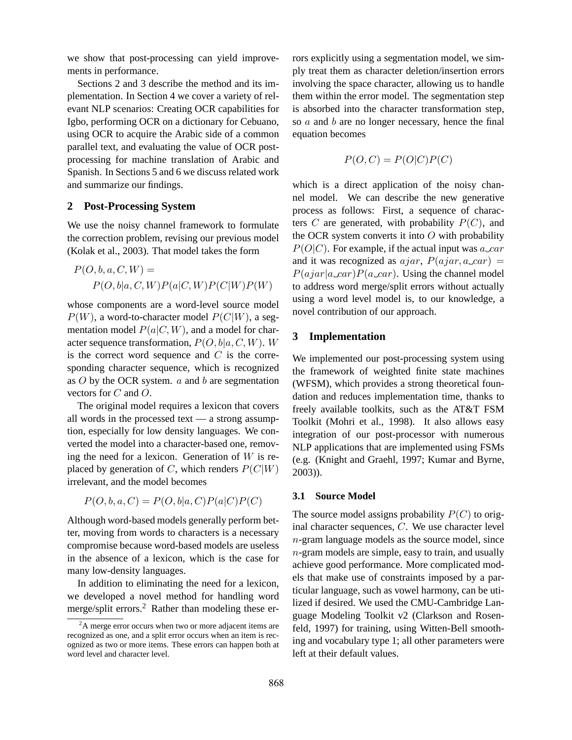we show that post-processing can yield improvements in performance.

Sections 2 and 3 describe the method and its implementation. In Section 4 we cover a variety of relevant NLP scenarios: Creating OCR capabilities for Igbo, performing OCR on a dictionary for Cebuano, using OCR to acquire the Arabic side of a common parallel text, and evaluating the value of OCR post-processing for machine translation of Arabic and Spanish. In Sections 5 and 6 we discuss related work and summarize our findings.

## 2 Post-Processing System

We use the noisy channel framework to formulate the correction problem, revising our previous model (Kolak et al., 2003). That model takes the form

$$P(O, b, a, C, W) = P(O, b|a, C, W)P(a|C, W)P(C|W)P(W)$$

whose components are a word-level source model $P(W)$, a word-to-character model $P(C|W)$, a segmentation model $P(a|C, W)$, and a model for character sequence transformation, $P(O, b|a, C, W)$. $W$ is the correct word sequence and $C$ is the corresponding character sequence, which is recognized as $O$ by the OCR system. $a$ and $b$ are segmentation vectors for $C$ and $O$.

The original model requires a lexicon that covers all words in the processed text — a strong assumption, especially for low density languages. We converted the model into a character-based one, removing the need for a lexicon. Generation of $W$ is replaced by generation of $C$, which renders $P(C|W)$ irrelevant, and the model becomes

$$P(O, b, a, C) = P(O, b|a, C)P(a|C)P(C)$$

Although word-based models generally perform better, moving from words to characters is a necessary compromise because word-based models are useless in the absence of a lexicon, which is the case for many low-density languages.

In addition to eliminating the need for a lexicon, we developed a novel method for handling word merge/split errors.[2] Rather than modeling these errors explicitly using a segmentation model, we simply treat them as character deletion/insertion errors involving the space character, allowing us to handle them within the error model. The segmentation step is absorbed into the character transformation step, so $a$ and $b$ are no longer necessary, hence the final equation becomes

$$P(O, C) = P(O|C)P(C)$$

which is a direct application of the noisy channel model. We can describe the new generative process as follows: First, a sequence of characters $C$ are generated, with probability $P(C)$, and the OCR system converts it into $O$ with probability $P(O|C)$. For example, if the actual input was $a\_car$ and it was recognized as $ajar$, $P(ajar, a\_car) = P(ajar|a\_car)P(a\_car)$. Using the channel model to address word merge/split errors without actually using a word level model is, to our knowledge, a novel contribution of our approach.

[2] A merge error occurs when two or more adjacent items are recognized as one, and a split error occurs when an item is recognized as two or more items. These errors can happen both at word level and character level.

## 3 Implementation

We implemented our post-processing system using the framework of weighted finite state machines (WFSM), which provides a strong theoretical foundation and reduces implementation time, thanks to freely available toolkits, such as the AT&T FSM Toolkit (Mohri et al., 1998). It also allows easy integration of our post-processor with numerous NLP applications that are implemented using FSMs (e.g. (Knight and Graehl, 1997; Kumar and Byrne, 2003)).

### 3.1 Source Model

The source model assigns probability $P(C)$ to original character sequences, $C$. We use character level $n$-gram language models as the source model, since $n$-gram models are simple, easy to train, and usually achieve good performance. More complicated models that make use of constraints imposed by a particular language, such as vowel harmony, can be utilized if desired. We used the CMU-Cambridge Language Modeling Toolkit v2 (Clarkson and Rosenfeld, 1997) for training, using Witten-Bell smoothing and vocabulary type 1; all other parameters were left at their default values.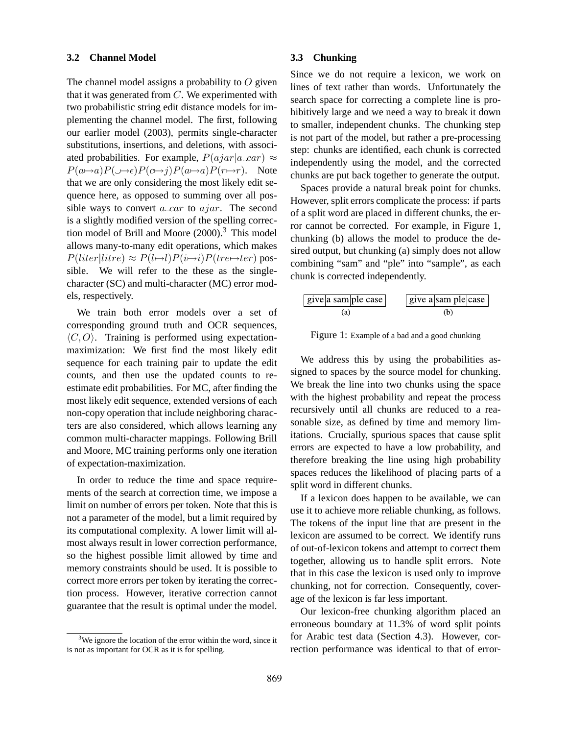### 3.2 Channel Model

The channel model assigns a probability to $O$ given that it was generated from $C$. We experimented with two probabilistic string edit distance models for implementing the channel model. The first, following our earlier model (2003), permits single-character substitutions, insertions, and deletions, with associated probabilities. For example, $P(ajar|a\_car) \approx P(a \mapsto a)P(\_ \mapsto \epsilon)P(c \mapsto j)P(a \mapsto a)P(r \mapsto r)$. Note that we are only considering the most likely edit sequence here, as opposed to summing over all possible ways to convert $a\_car$ to $ajar$. The second is a slightly modified version of the spelling correction model of Brill and Moore (2000).[3] This model allows many-to-many edit operations, which makes $P(liter|litre) \approx P(l \mapsto l)P(i \mapsto i)P(tre \mapsto ter)$ possible. We will refer to the these as the single-character (SC) and multi-character (MC) error models, respectively.

We train both error models over a set of corresponding ground truth and OCR sequences, $\langle C, O \rangle$. Training is performed using expectation-maximization: We first find the most likely edit sequence for each training pair to update the edit counts, and then use the updated counts to re-estimate edit probabilities. For MC, after finding the most likely edit sequence, extended versions of each non-copy operation that include neighboring characters are also considered, which allows learning any common multi-character mappings. Following Brill and Moore, MC training performs only one iteration of expectation-maximization.

In order to reduce the time and space requirements of the search at correction time, we impose a limit on number of errors per token. Note that this is not a parameter of the model, but a limit required by its computational complexity. A lower limit will almost always result in lower correction performance, so the highest possible limit allowed by time and memory constraints should be used. It is possible to correct more errors per token by iterating the correction process. However, iterative correction cannot guarantee that the result is optimal under the model.

[3] We ignore the location of the error within the word, since it is not as important for OCR as it is for spelling.

### 3.3 Chunking

Since we do not require a lexicon, we work on lines of text rather than words. Unfortunately the search space for correcting a complete line is prohibitively large and we need a way to break it down to smaller, independent chunks. The chunking step is not part of the model, but rather a pre-processing step: chunks are identified, each chunk is corrected independently using the model, and the corrected chunks are put back together to generate the output.

Spaces provide a natural break point for chunks. However, split errors complicate the process: if parts of a split word are placed in different chunks, the error cannot be corrected. For example, in Figure 1, chunking (b) allows the model to produce the desired output, but chunking (a) simply does not allow combining "sam" and "ple" into "sample", as each chunk is corrected independently.

| give | a sam | ple case |
|---|---|---|

(a)

| give a | sam ple | case |
|---|---|---|

(b)

Figure 1: Example of a bad and a good chunking

We address this by using the probabilities assigned to spaces by the source model for chunking. We break the line into two chunks using the space with the highest probability and repeat the process recursively until all chunks are reduced to a reasonable size, as defined by time and memory limitations. Crucially, spurious spaces that cause split errors are expected to have a low probability, and therefore breaking the line using high probability spaces reduces the likelihood of placing parts of a split word in different chunks.

If a lexicon does happen to be available, we can use it to achieve more reliable chunking, as follows. The tokens of the input line that are present in the lexicon are assumed to be correct. We identify runs of out-of-lexicon tokens and attempt to correct them together, allowing us to handle split errors. Note that in this case the lexicon is used only to improve chunking, not for correction. Consequently, coverage of the lexicon is far less important.

Our lexicon-free chunking algorithm placed an erroneous boundary at 11.3% of word split points for Arabic test data (Section 4.3). However, correction performance was identical to that of error-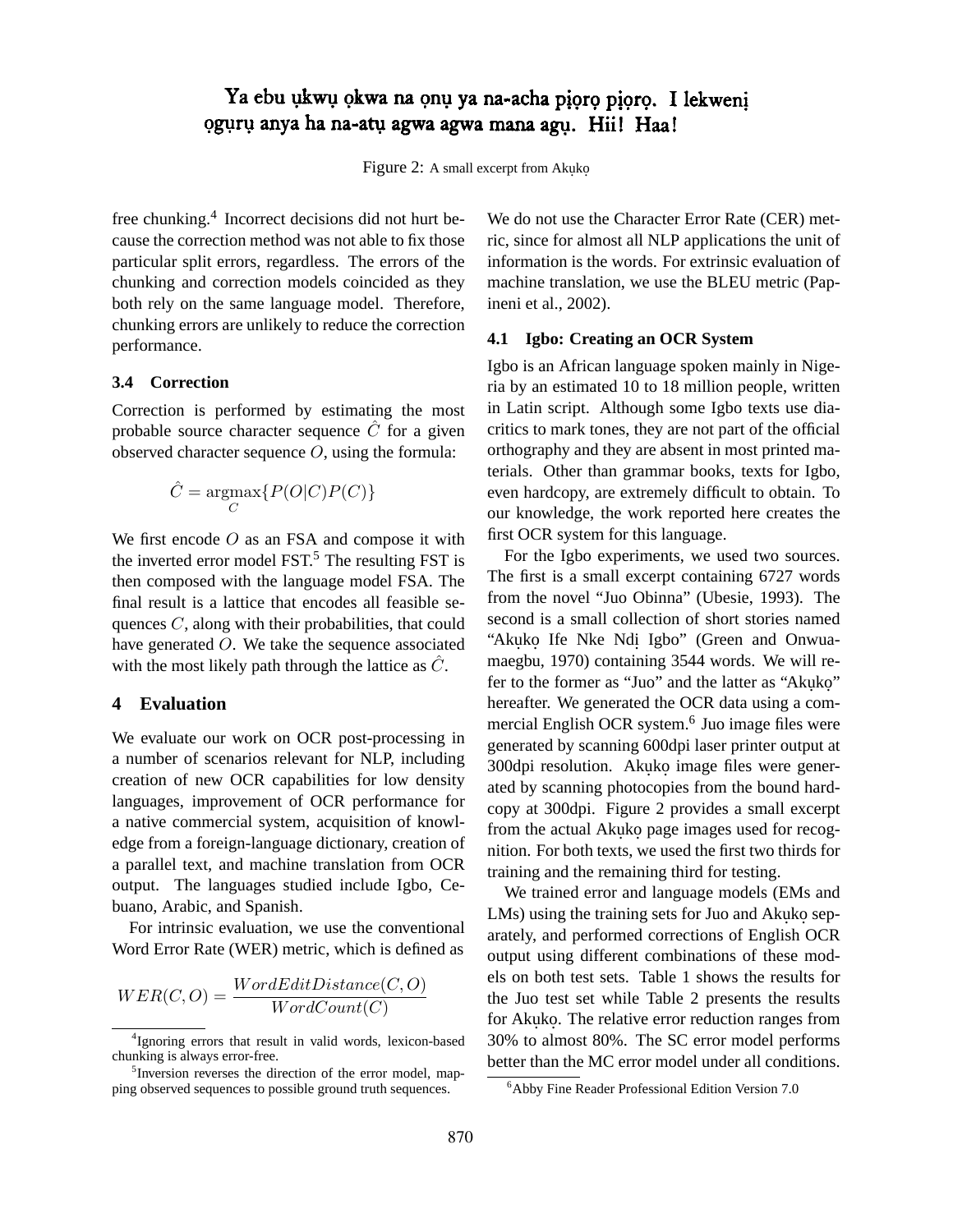Ya ebu ụkwụ ọkwa na ọnụ ya na-acha pịọrọ pịọrọ. I lekwenị ọgụrụ anya ha na-atụ agwa agwa mana agụ. Hii! Haa!

Figure 2: A small excerpt from Akụkọ

free chunking.[4] Incorrect decisions did not hurt because the correction method was not able to fix those particular split errors, regardless. The errors of the chunking and correction models coincided as they both rely on the same language model. Therefore, chunking errors are unlikely to reduce the correction performance.

### 3.4 Correction

Correction is performed by estimating the most probable source character sequence $\hat{C}$ for a given observed character sequence $O$, using the formula:

$$\hat{C} = \underset{C}{\operatorname{argmax}}\{P(O|C)P(C)\}$$

We first encode $O$ as an FSA and compose it with the inverted error model FST.[5] The resulting FST is then composed with the language model FSA. The final result is a lattice that encodes all feasible sequences $C$, along with their probabilities, that could have generated $O$. We take the sequence associated with the most likely path through the lattice as $\hat{C}$.

## 4 Evaluation

We evaluate our work on OCR post-processing in a number of scenarios relevant for NLP, including creation of new OCR capabilities for low density languages, improvement of OCR performance for a native commercial system, acquisition of knowledge from a foreign-language dictionary, creation of a parallel text, and machine translation from OCR output. The languages studied include Igbo, Cebuano, Arabic, and Spanish.

For intrinsic evaluation, we use the conventional Word Error Rate (WER) metric, which is defined as

$$WER(C, O) = \frac{WordEditDistance(C, O)}{WordCount(C)}$$

We do not use the Character Error Rate (CER) metric, since for almost all NLP applications the unit of information is the words. For extrinsic evaluation of machine translation, we use the BLEU metric (Papineni et al., 2002).

### 4.1 Igbo: Creating an OCR System

Igbo is an African language spoken mainly in Nigeria by an estimated 10 to 18 million people, written in Latin script. Although some Igbo texts use diacritics to mark tones, they are not part of the official orthography and they are absent in most printed materials. Other than grammar books, texts for Igbo, even hardcopy, are extremely difficult to obtain. To our knowledge, the work reported here creates the first OCR system for this language.

For the Igbo experiments, we used two sources. The first is a small excerpt containing 6727 words from the novel "Juo Obinna" (Ubesie, 1993). The second is a small collection of short stories named "Akụkọ Ife Nke Ndị Igbo" (Green and Onwuamaegbu, 1970) containing 3544 words. We will refer to the former as "Juo" and the latter as "Akụkọ" hereafter. We generated the OCR data using a commercial English OCR system.[6] Juo image files were generated by scanning 600dpi laser printer output at 300dpi resolution. Akụkọ image files were generated by scanning photocopies from the bound hardcopy at 300dpi. Figure 2 provides a small excerpt from the actual Akụkọ page images used for recognition. For both texts, we used the first two thirds for training and the remaining third for testing.

We trained error and language models (EMs and LMs) using the training sets for Juo and Akụkọ separately, and performed corrections of English OCR output using different combinations of these models on both test sets. Table 1 shows the results for the Juo test set while Table 2 presents the results for Akụkọ. The relative error reduction ranges from 30% to almost 80%. The SC error model performs better than the MC error model under all conditions.

[4] Ignoring errors that result in valid words, lexicon-based chunking is always error-free.

[5] Inversion reverses the direction of the error model, mapping observed sequences to possible ground truth sequences.

[6] Abby Fine Reader Professional Edition Version 7.0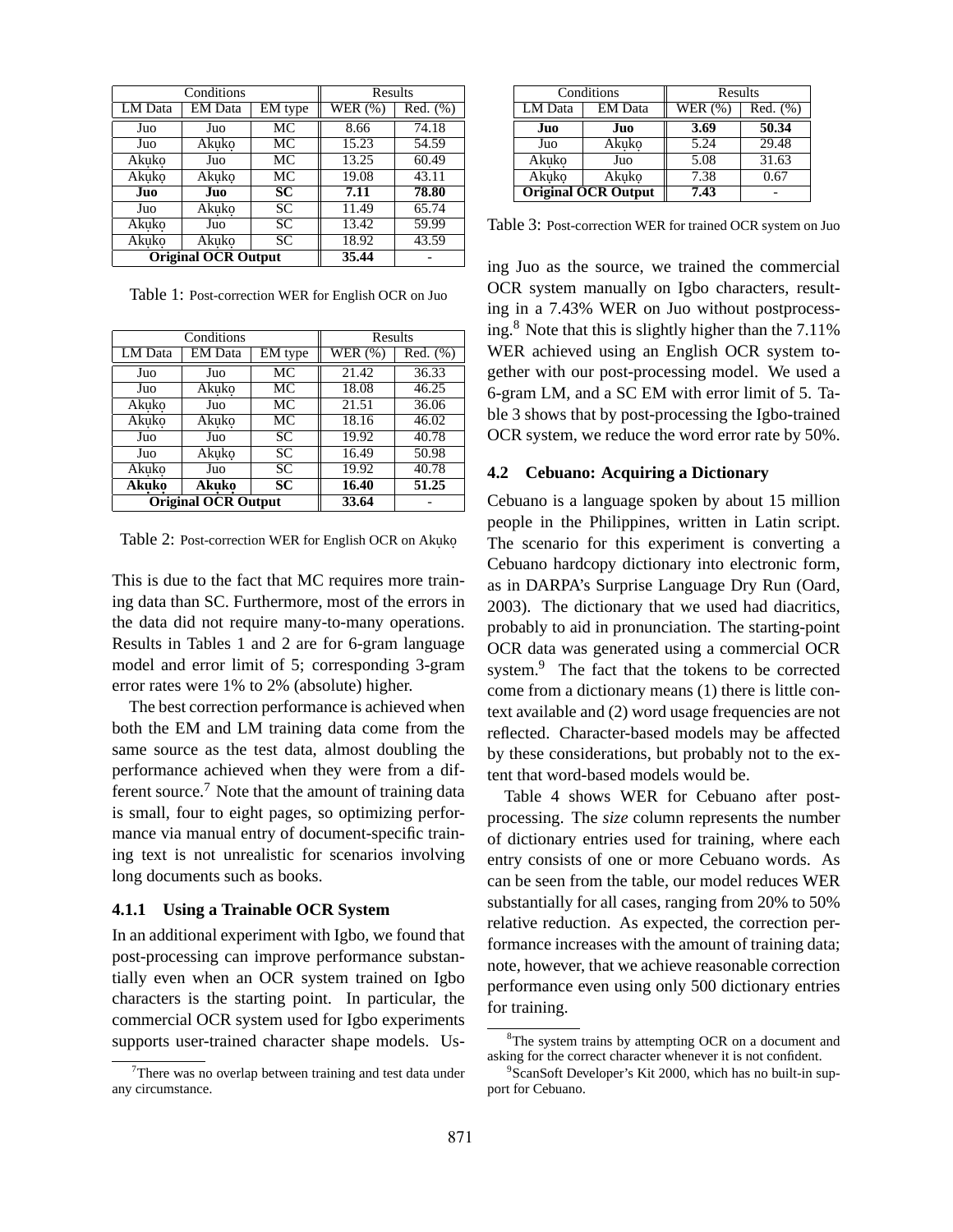| Conditions | | | Results | |
|---|---|---|---|---|
| LM Data | EM Data | EM type | WER (%) | Red. (%) |
| Juo | Juo | MC | 8.66 | 74.18 |
| Juo | Akụkọ | MC | 15.23 | 54.59 |
| Akụkọ | Juo | MC | 13.25 | 60.49 |
| Akụkọ | Akụkọ | MC | 19.08 | 43.11 |
| **Juo** | **Juo** | **SC** | **7.11** | **78.80** |
| Juo | Akụkọ | SC | 11.49 | 65.74 |
| Akụkọ | Juo | SC | 13.42 | 59.99 |
| Akụkọ | Akụkọ | SC | 18.92 | 43.59 |
| **Original OCR Output** | | | **35.44** | - |

Table 1: Post-correction WER for English OCR on Juo

| Conditions | | | Results | |
|---|---|---|---|---|
| LM Data | EM Data | EM type | WER (%) | Red. (%) |
| Juo | Juo | MC | 21.42 | 36.33 |
| Juo | Akụkọ | MC | 18.08 | 46.25 |
| Akụkọ | Juo | MC | 21.51 | 36.06 |
| Akụkọ | Akụkọ | MC | 18.16 | 46.02 |
| Juo | Juo | SC | 19.92 | 40.78 |
| Juo | Akụkọ | SC | 16.49 | 50.98 |
| Akụkọ | Juo | SC | 19.92 | 40.78 |
| **Akụkọ** | **Akụkọ** | **SC** | **16.40** | **51.25** |
| **Original OCR Output** | | | **33.64** | - |

Table 2: Post-correction WER for English OCR on Akụkọ

This is due to the fact that MC requires more training data than SC. Furthermore, most of the errors in the data did not require many-to-many operations. Results in Tables 1 and 2 are for 6-gram language model and error limit of 5; corresponding 3-gram error rates were 1% to 2% (absolute) higher.

The best correction performance is achieved when both the EM and LM training data come from the same source as the test data, almost doubling the performance achieved when they were from a different source.[7] Note that the amount of training data is small, four to eight pages, so optimizing performance via manual entry of document-specific training text is not unrealistic for scenarios involving long documents such as books.

### 4.1.1 Using a Trainable OCR System

In an additional experiment with Igbo, we found that post-processing can improve performance substantially even when an OCR system trained on Igbo characters is the starting point. In particular, the commercial OCR system used for Igbo experiments supports user-trained character shape models. Using Juo as the source, we trained the commercial OCR system manually on Igbo characters, resulting in a 7.43% WER on Juo without postprocessing.[8] Note that this is slightly higher than the 7.11% WER achieved using an English OCR system together with our post-processing model. We used a 6-gram LM, and a SC EM with error limit of 5. Table 3 shows that by post-processing the Igbo-trained OCR system, we reduce the word error rate by 50%.

| Conditions | | Results | |
|---|---|---|---|
| LM Data | EM Data | WER (%) | Red. (%) |
| **Juo** | **Juo** | **3.69** | **50.34** |
| Juo | Akụkọ | 5.24 | 29.48 |
| Akụkọ | Juo | 5.08 | 31.63 |
| Akụkọ | Akụkọ | 7.38 | 0.67 |
| **Original OCR Output** | | **7.43** | - |

Table 3: Post-correction WER for trained OCR system on Juo

## 4.2 Cebuano: Acquiring a Dictionary

Cebuano is a language spoken by about 15 million people in the Philippines, written in Latin script. The scenario for this experiment is converting a Cebuano hardcopy dictionary into electronic form, as in DARPA's Surprise Language Dry Run (Oard, 2003). The dictionary that we used had diacritics, probably to aid in pronunciation. The starting-point OCR data was generated using a commercial OCR system.[9] The fact that the tokens to be corrected come from a dictionary means (1) there is little context available and (2) word usage frequencies are not reflected. Character-based models may be affected by these considerations, but probably not to the extent that word-based models would be.

Table 4 shows WER for Cebuano after post-processing. The *size* column represents the number of dictionary entries used for training, where each entry consists of one or more Cebuano words. As can be seen from the table, our model reduces WER substantially for all cases, ranging from 20% to 50% relative reduction. As expected, the correction performance increases with the amount of training data; note, however, that we achieve reasonable correction performance even using only 500 dictionary entries for training.

[7] There was no overlap between training and test data under any circumstance.

[8] The system trains by attempting OCR on a document and asking for the correct character whenever it is not confident.

[9] ScanSoft Developer's Kit 2000, which has no built-in support for Cebuano.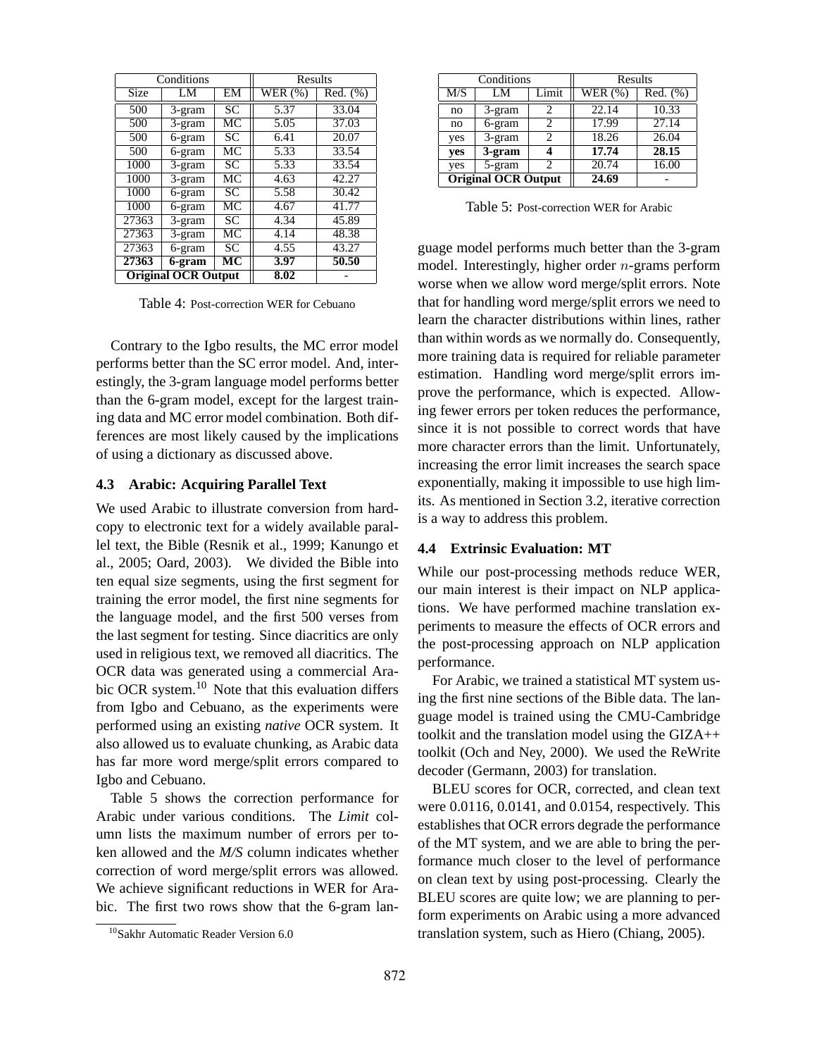| Conditions | | | Results | |
|---|---|---|---|---|
| Size | LM | EM | WER (%) | Red. (%) |
| 500 | 3-gram | SC | 5.37 | 33.04 |
| 500 | 3-gram | MC | 5.05 | 37.03 |
| 500 | 6-gram | SC | 6.41 | 20.07 |
| 500 | 6-gram | MC | 5.33 | 33.54 |
| 1000 | 3-gram | SC | 5.33 | 33.54 |
| 1000 | 3-gram | MC | 4.63 | 42.27 |
| 1000 | 6-gram | SC | 5.58 | 30.42 |
| 1000 | 6-gram | MC | 4.67 | 41.77 |
| 27363 | 3-gram | SC | 4.34 | 45.89 |
| 27363 | 3-gram | MC | 4.14 | 48.38 |
| 27363 | 6-gram | SC | 4.55 | 43.27 |
| **27363** | **6-gram** | **MC** | **3.97** | **50.50** |
| **Original OCR Output** | | | **8.02** | - |

Table 4: Post-correction WER for Cebuano

Contrary to the Igbo results, the MC error model performs better than the SC error model. And, interestingly, the 3-gram language model performs better than the 6-gram model, except for the largest training data and MC error model combination. Both differences are most likely caused by the implications of using a dictionary as discussed above.

### 4.3 Arabic: Acquiring Parallel Text

We used Arabic to illustrate conversion from hardcopy to electronic text for a widely available parallel text, the Bible (Resnik et al., 1999; Kanungo et al., 2005; Oard, 2003). We divided the Bible into ten equal size segments, using the first segment for training the error model, the first nine segments for the language model, and the first 500 verses from the last segment for testing. Since diacritics are only used in religious text, we removed all diacritics. The OCR data was generated using a commercial Arabic OCR system.[10] Note that this evaluation differs from Igbo and Cebuano, as the experiments were performed using an existing *native* OCR system. It also allowed us to evaluate chunking, as Arabic data has far more word merge/split errors compared to Igbo and Cebuano.

Table 5 shows the correction performance for Arabic under various conditions. The *Limit* column lists the maximum number of errors per token allowed and the *M/S* column indicates whether correction of word merge/split errors was allowed. We achieve significant reductions in WER for Arabic. The first two rows show that the 6-gram language model performs much better than the 3-gram model. Interestingly, higher order $n$-grams perform worse when we allow word merge/split errors. Note that for handling word merge/split errors we need to learn the character distributions within lines, rather than within words as we normally do. Consequently, more training data is required for reliable parameter estimation. Handling word merge/split errors improve the performance, which is expected. Allowing fewer errors per token reduces the performance, since it is not possible to correct words that have more character errors than the limit. Unfortunately, increasing the error limit increases the search space exponentially, making it impossible to use high limits. As mentioned in Section 3.2, iterative correction is a way to address this problem.

[10] Sakhr Automatic Reader Version 6.0

| Conditions | | | Results | |
|---|---|---|---|---|
| M/S | LM | Limit | WER (%) | Red. (%) |
| no | 3-gram | 2 | 22.14 | 10.33 |
| no | 6-gram | 2 | 17.99 | 27.14 |
| yes | 3-gram | 2 | 18.26 | 26.04 |
| **yes** | **3-gram** | **4** | **17.74** | **28.15** |
| yes | 5-gram | 2 | 20.74 | 16.00 |
| **Original OCR Output** | | | **24.69** | - |

Table 5: Post-correction WER for Arabic

### 4.4 Extrinsic Evaluation: MT

While our post-processing methods reduce WER, our main interest is their impact on NLP applications. We have performed machine translation experiments to measure the effects of OCR errors and the post-processing approach on NLP application performance.

For Arabic, we trained a statistical MT system using the first nine sections of the Bible data. The language model is trained using the CMU-Cambridge toolkit and the translation model using the GIZA++ toolkit (Och and Ney, 2000). We used the ReWrite decoder (Germann, 2003) for translation.

BLEU scores for OCR, corrected, and clean text were 0.0116, 0.0141, and 0.0154, respectively. This establishes that OCR errors degrade the performance of the MT system, and we are able to bring the performance much closer to the level of performance on clean text by using post-processing. Clearly the BLEU scores are quite low; we are planning to perform experiments on Arabic using a more advanced translation system, such as Hiero (Chiang, 2005).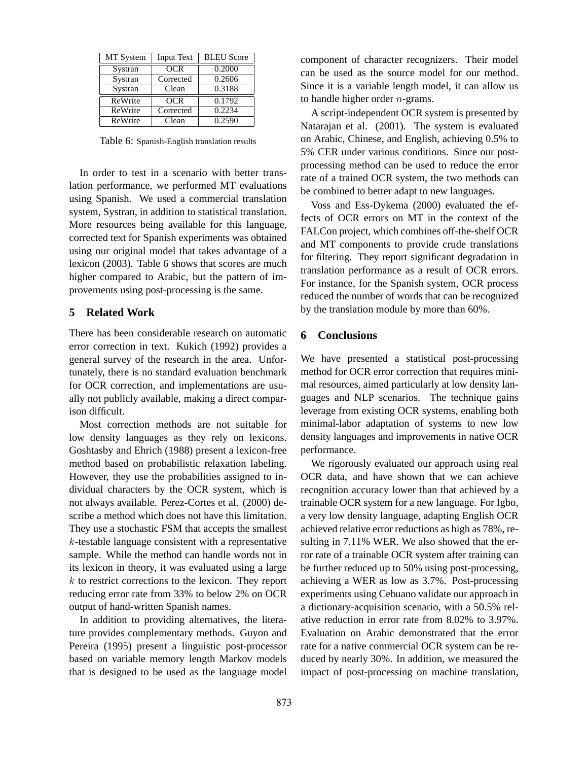| MT System | Input Text | BLEU Score |
|---|---|---|
| Systran | OCR | 0.2000 |
| Systran | Corrected | 0.2606 |
| Systran | Clean | 0.3188 |
| ReWrite | OCR | 0.1792 |
| ReWrite | Corrected | 0.2234 |
| ReWrite | Clean | 0.2590 |

Table 6: Spanish-English translation results

In order to test in a scenario with better translation performance, we performed MT evaluations using Spanish. We used a commercial translation system, Systran, in addition to statistical translation. More resources being available for this language, corrected text for Spanish experiments was obtained using our original model that takes advantage of a lexicon (2003). Table 6 shows that scores are much higher compared to Arabic, but the pattern of improvements using post-processing is the same.

## 5 Related Work

There has been considerable research on automatic error correction in text. Kukich (1992) provides a general survey of the research in the area. Unfortunately, there is no standard evaluation benchmark for OCR correction, and implementations are usually not publicly available, making a direct comparison difficult.

Most correction methods are not suitable for low density languages as they rely on lexicons. Goshtasby and Ehrich (1988) present a lexicon-free method based on probabilistic relaxation labeling. However, they use the probabilities assigned to individual characters by the OCR system, which is not always available. Perez-Cortes et al. (2000) describe a method which does not have this limitation. They use a stochastic FSM that accepts the smallest $k$-testable language consistent with a representative sample. While the method can handle words not in its lexicon in theory, it was evaluated using a large $k$ to restrict corrections to the lexicon. They report reducing error rate from 33% to below 2% on OCR output of hand-written Spanish names.

In addition to providing alternatives, the literature provides complementary methods. Guyon and Pereira (1995) present a linguistic post-processor based on variable memory length Markov models that is designed to be used as the language model component of character recognizers. Their model can be used as the source model for our method. Since it is a variable length model, it can allow us to handle higher order $n$-grams.

A script-independent OCR system is presented by Natarajan et al. (2001). The system is evaluated on Arabic, Chinese, and English, achieving 0.5% to 5% CER under various conditions. Since our post-processing method can be used to reduce the error rate of a trained OCR system, the two methods can be combined to better adapt to new languages.

Voss and Ess-Dykema (2000) evaluated the effects of OCR errors on MT in the context of the FALCon project, which combines off-the-shelf OCR and MT components to provide crude translations for filtering. They report significant degradation in translation performance as a result of OCR errors. For instance, for the Spanish system, OCR process reduced the number of words that can be recognized by the translation module by more than 60%.

## 6 Conclusions

We have presented a statistical post-processing method for OCR error correction that requires minimal resources, aimed particularly at low density languages and NLP scenarios. The technique gains leverage from existing OCR systems, enabling both minimal-labor adaptation of systems to new low density languages and improvements in native OCR performance.

We rigorously evaluated our approach using real OCR data, and have shown that we can achieve recognition accuracy lower than that achieved by a trainable OCR system for a new language. For Igbo, a very low density language, adapting English OCR achieved relative error reductions as high as 78%, resulting in 7.11% WER. We also showed that the error rate of a trainable OCR system after training can be further reduced up to 50% using post-processing, achieving a WER as low as 3.7%. Post-processing experiments using Cebuano validate our approach in a dictionary-acquisition scenario, with a 50.5% relative reduction in error rate from 8.02% to 3.97%. Evaluation on Arabic demonstrated that the error rate for a native commercial OCR system can be reduced by nearly 30%. In addition, we measured the impact of post-processing on machine translation,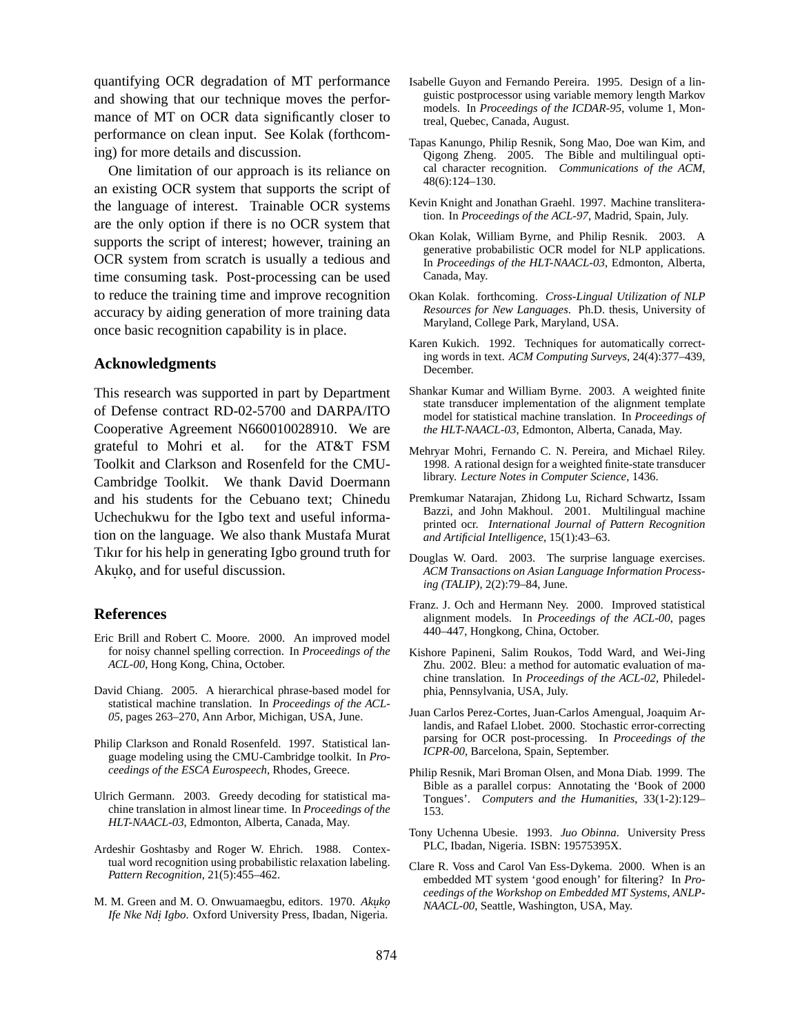quantifying OCR degradation of MT performance and showing that our technique moves the performance of MT on OCR data significantly closer to performance on clean input. See Kolak (forthcoming) for more details and discussion.

One limitation of our approach is its reliance on an existing OCR system that supports the script of the language of interest. Trainable OCR systems are the only option if there is no OCR system that supports the script of interest; however, training an OCR system from scratch is usually a tedious and time consuming task. Post-processing can be used to reduce the training time and improve recognition accuracy by aiding generation of more training data once basic recognition capability is in place.

## Acknowledgments

This research was supported in part by Department of Defense contract RD-02-5700 and DARPA/ITO Cooperative Agreement N660010028910. We are grateful to Mohri et al. for the AT&T FSM Toolkit and Clarkson and Rosenfeld for the CMU-Cambridge Toolkit. We thank David Doermann and his students for the Cebuano text; Chinedu Uchechukwu for the Igbo text and useful information on the language. We also thank Mustafa Murat Tıkır for his help in generating Igbo ground truth for Akụkọ, and for useful discussion.

## References

Eric Brill and Robert C. Moore. 2000. An improved model for noisy channel spelling correction. In *Proceedings of the ACL-00*, Hong Kong, China, October.

David Chiang. 2005. A hierarchical phrase-based model for statistical machine translation. In *Proceedings of the ACL-05*, pages 263–270, Ann Arbor, Michigan, USA, June.

Philip Clarkson and Ronald Rosenfeld. 1997. Statistical language modeling using the CMU-Cambridge toolkit. In *Proceedings of the ESCA Eurospeech*, Rhodes, Greece.

Ulrich Germann. 2003. Greedy decoding for statistical machine translation in almost linear time. In *Proceedings of the HLT-NAACL-03*, Edmonton, Alberta, Canada, May.

Ardeshir Goshtasby and Roger W. Ehrich. 1988. Contextual word recognition using probabilistic relaxation labeling. *Pattern Recognition*, 21(5):455–462.

M. M. Green and M. O. Onwuamaegbu, editors. 1970. *Akụkọ Ife Nke Ndị Igbo*. Oxford University Press, Ibadan, Nigeria.

Isabelle Guyon and Fernando Pereira. 1995. Design of a linguistic postprocessor using variable memory length Markov models. In *Proceedings of the ICDAR-95*, volume 1, Montreal, Quebec, Canada, August.

Tapas Kanungo, Philip Resnik, Song Mao, Doe wan Kim, and Qigong Zheng. 2005. The Bible and multilingual optical character recognition. *Communications of the ACM*, 48(6):124–130.

Kevin Knight and Jonathan Graehl. 1997. Machine transliteration. In *Proceedings of the ACL-97*, Madrid, Spain, July.

Okan Kolak, William Byrne, and Philip Resnik. 2003. A generative probabilistic OCR model for NLP applications. In *Proceedings of the HLT-NAACL-03*, Edmonton, Alberta, Canada, May.

Okan Kolak. forthcoming. *Cross-Lingual Utilization of NLP Resources for New Languages*. Ph.D. thesis, University of Maryland, College Park, Maryland, USA.

Karen Kukich. 1992. Techniques for automatically correcting words in text. *ACM Computing Surveys*, 24(4):377–439, December.

Shankar Kumar and William Byrne. 2003. A weighted finite state transducer implementation of the alignment template model for statistical machine translation. In *Proceedings of the HLT-NAACL-03*, Edmonton, Alberta, Canada, May.

Mehryar Mohri, Fernando C. N. Pereira, and Michael Riley. 1998. A rational design for a weighted finite-state transducer library. *Lecture Notes in Computer Science*, 1436.

Premkumar Natarajan, Zhidong Lu, Richard Schwartz, Issam Bazzi, and John Makhoul. 2001. Multilingual machine printed ocr. *International Journal of Pattern Recognition and Artificial Intelligence*, 15(1):43–63.

Douglas W. Oard. 2003. The surprise language exercises. *ACM Transactions on Asian Language Information Processing (TALIP)*, 2(2):79–84, June.

Franz. J. Och and Hermann Ney. 2000. Improved statistical alignment models. In *Proceedings of the ACL-00*, pages 440–447, Hongkong, China, October.

Kishore Papineni, Salim Roukos, Todd Ward, and Wei-Jing Zhu. 2002. Bleu: a method for automatic evaluation of machine translation. In *Proceedings of the ACL-02*, Philedelphia, Pennsylvania, USA, July.

Juan Carlos Perez-Cortes, Juan-Carlos Amengual, Joaquim Arlandis, and Rafael Llobet. 2000. Stochastic error-correcting parsing for OCR post-processing. In *Proceedings of the ICPR-00*, Barcelona, Spain, September.

Philip Resnik, Mari Broman Olsen, and Mona Diab. 1999. The Bible as a parallel corpus: Annotating the 'Book of 2000 Tongues'. *Computers and the Humanities*, 33(1-2):129–153.

Tony Uchenna Ubesie. 1993. *Juo Obinna*. University Press PLC, Ibadan, Nigeria. ISBN: 19575395X.

Clare R. Voss and Carol Van Ess-Dykema. 2000. When is an embedded MT system 'good enough' for filtering? In *Proceedings of the Workshop on Embedded MT Systems, ANLP-NAACL-00*, Seattle, Washington, USA, May.